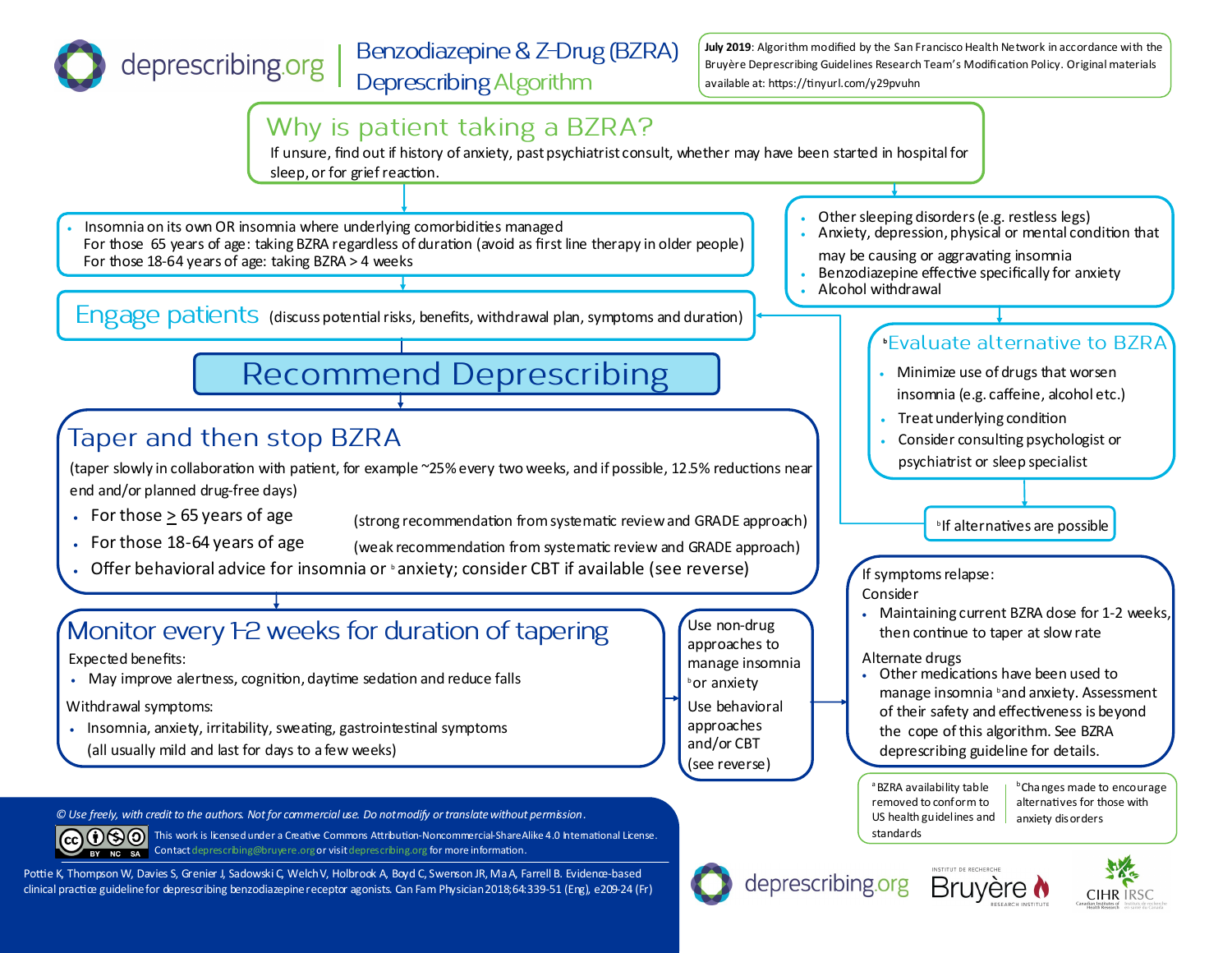# deprescribing.org | Benzodiazepine & Z-Drug (BZRA) Deprescribing Algorithm

**July 2019**: Algorithm modified by the San Francisco Health Network in accordance with the Bruyère Deprescribing Guidelines Research Team's Modification Policy. Original materials available at: https://tinyurl.com/y29pvuhn

## Why is patient taking a BZRA?

If unsure, find out if history of anxiety, past psychiatrist consult, whether may have been started in hospital for sleep, or for grief reaction.

- Insomnia on its own OR insomnia where underlying comorbidities managed
  For those 65 years of age: taking BZRA regardless of duration (avoid as first line therapy in older people)
  For those 18-64 years of age: taking BZRA > 4 weeks

- Other sleeping disorders (e.g. restless legs)
- Anxiety, depression, physical or mental condition that may be causing or aggravating insomnia
- Benzodiazepine effective specifically for anxiety
- Alcohol withdrawal

## [b]Evaluate alternative to BZRA

- Minimize use of drugs that worsen insomnia (e.g. caffeine, alcohol etc.)
- Treat underlying condition
- Consider consulting psychologist or psychiatrist or sleep specialist

[b]If alternatives are possible

## Engage patients (discuss potential risks, benefits, withdrawal plan, symptoms and duration)

# Recommend Deprescribing

## Taper and then stop BZRA

(taper slowly in collaboration with patient, for example ~25% every two weeks, and if possible, 12.5% reductions near end and/or planned drug-free days)

- For those ≥ 65 years of age (strong recommendation from systematic review and GRADE approach)
- For those 18-64 years of age (weak recommendation from systematic review and GRADE approach)
- Offer behavioral advice for insomnia or [b]anxiety; consider CBT if available (see reverse)

## Monitor every 1-2 weeks for duration of tapering

Expected benefits:

- May improve alertness, cognition, daytime sedation and reduce falls

Withdrawal symptoms:

- Insomnia, anxiety, irritability, sweating, gastrointestinal symptoms (all usually mild and last for days to a few weeks)

Use non-drug approaches to manage insomnia [b]or anxiety

Use behavioral approaches and/or CBT (see reverse)

If symptoms relapse:

Consider

- Maintaining current BZRA dose for 1-2 weeks, then continue to taper at slow rate

Alternate drugs

- Other medications have been used to manage insomnia [b]and anxiety. Assessment of their safety and effectiveness is beyond the cope of this algorithm. See BZRA deprescribing guideline for details.

[a]BZRA availability table removed to conform to US health guidelines and standards

[b]Changes made to encourage alternatives for those with anxiety disorders

*© Use freely, with credit to the authors. Not for commercial use. Do not modify or translate without permission.*

This work is licensed under a Creative Commons Attribution-Noncommercial-ShareAlike 4.0 International License. Contact deprescribing@bruyere.org or visit deprescribing.org for more information.

Pottie K, Thompson W, Davies S, Grenier J, Sadowski C, Welch V, Holbrook A, Boyd C, Swenson JR, Ma A, Farrell B. Evidence-based clinical practice guideline for deprescribing benzodiazepine receptor agonists. Can Fam Physician 2018;64:339-51 (Eng), e209-24 (Fr)

deprescribing.org | Institut de recherche Bruyère Research Institute | CIHR IRSC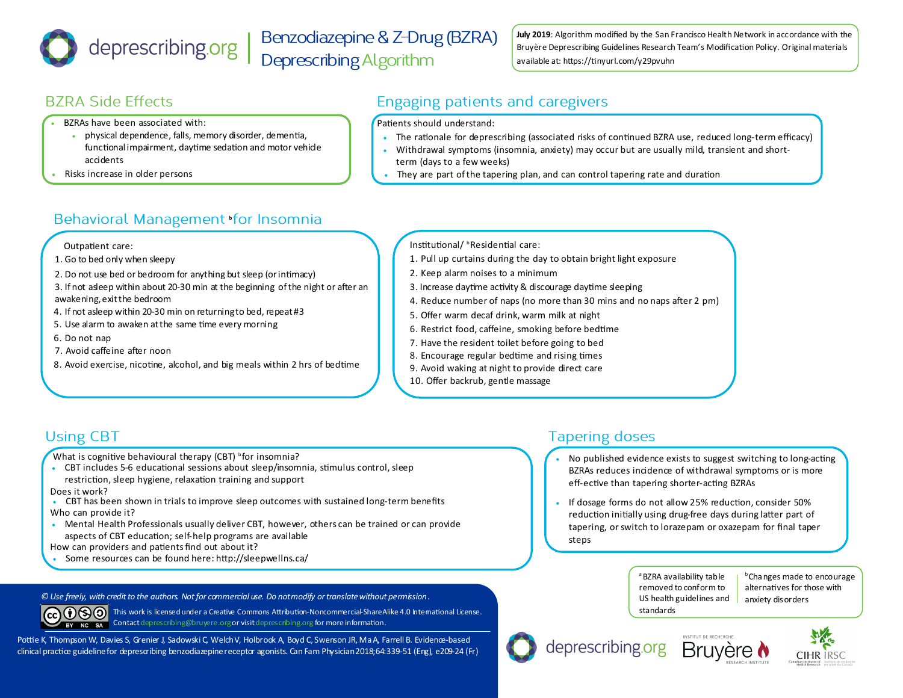# Benzodiazepine & Z-Drug (BZRA) Deprescribing Algorithm

**July 2019**: Algorithm modified by the San Francisco Health Network in accordance with the Bruyère Deprescribing Guidelines Research Team's Modification Policy. Original materials available at: https://tinyurl.com/y29pvuhn

## BZRA Side Effects

- BZRAs have been associated with:
  - physical dependence, falls, memory disorder, dementia, functional impairment, daytime sedation and motor vehicle accidents
- Risks increase in older persons

## Engaging patients and caregivers

Patients should understand:

- The rationale for deprescribing (associated risks of continued BZRA use, reduced long-term efficacy)
- Withdrawal symptoms (insomnia, anxiety) may occur but are usually mild, transient and short-term (days to a few weeks)
- They are part of the tapering plan, and can control tapering rate and duration

## Behavioral Management [b] for Insomnia

Outpatient care:

1. Go to bed only when sleepy
2. Do not use bed or bedroom for anything but sleep (or intimacy)
3. If not asleep within about 20-30 min at the beginning of the night or after an awakening, exit the bedroom
4. If not asleep within 20-30 min on returning to bed, repeat #3
5. Use alarm to awaken at the same time every morning
6. Do not nap
7. Avoid caffeine after noon
8. Avoid exercise, nicotine, alcohol, and big meals within 2 hrs of bedtime

Institutional/ [b]Residential care:

1. Pull up curtains during the day to obtain bright light exposure
2. Keep alarm noises to a minimum
3. Increase daytime activity & discourage daytime sleeping
4. Reduce number of naps (no more than 30 mins and no naps after 2 pm)
5. Offer warm decaf drink, warm milk at night
6. Restrict food, caffeine, smoking before bedtime
7. Have the resident toilet before going to bed
8. Encourage regular bedtime and rising times
9. Avoid waking at night to provide direct care
10. Offer backrub, gentle massage

## Using CBT

What is cognitive behavioural therapy (CBT) [b]for insomnia?

- CBT includes 5-6 educational sessions about sleep/insomnia, stimulus control, sleep restriction, sleep hygiene, relaxation training and support

Does it work?

- CBT has been shown in trials to improve sleep outcomes with sustained long-term benefits

Who can provide it?

- Mental Health Professionals usually deliver CBT, however, others can be trained or can provide aspects of CBT education; self-help programs are available

How can providers and patients find out about it?

- Some resources can be found here: http://sleepwellns.ca/

## Tapering doses

- No published evidence exists to suggest switching to long-acting BZRAs reduces incidence of withdrawal symptoms or is more eff-ective than tapering shorter-acting BZRAs
- If dosage forms do not allow 25% reduction, consider 50% reduction initially using drug-free days during latter part of tapering, or switch to lorazepam or oxazepam for final taper steps

[a] BZRA availability table removed to conform to US health guidelines and standards

[b] Changes made to encourage alternatives for those with anxiety disorders

*© Use freely, with credit to the authors. Not for commercial use. Do not modify or translate without permission.*

This work is licensed under a Creative Commons Attribution-Noncommercial-ShareAlike 4.0 International License. Contact deprescribing@bruyere.org or visit deprescribing.org for more information.

Pottie K, Thompson W, Davies S, Grenier J, Sadowski C, Welch V, Holbrook A, Boyd C, Swenson JR, Ma A, Farrell B. Evidence-based clinical practice guideline for deprescribing benzodiazepine receptor agonists. Can Fam Physician 2018;64:339-51 (Eng), e209-24 (Fr)